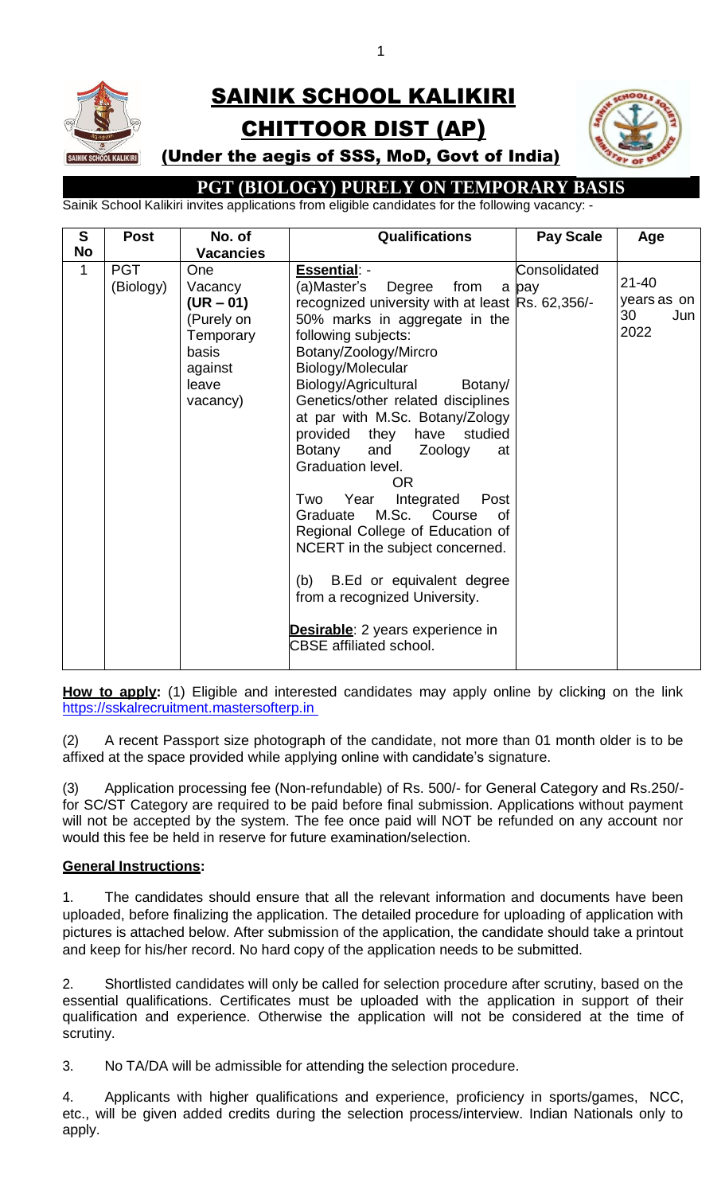# SAINIK SCHOOL KALIKIRI

# CHITTOOR DIST (AP)

### (Under the aegis of SSS, MoD, Govt of India)

## PGT (BIOLOGY) PURELY ON TEMPORARY BASIS

Sainik School Kalikiri invites applications from eligible candidates for the following vacancy: -

| S No | Post | No. of Vacancies | Qualifications | Pay Scale | Age |
|---|---|---|---|---|---|
| 1 | PGT (Biology) | One Vacancy **(UR – 01)** (Purely on Temporary basis against leave vacancy) | **Essential**: -<br>(a)Master's Degree from a recognized university with at least 50% marks in aggregate in the following subjects: Botany/Zoology/Mircro Biology/Molecular Biology/Agricultural Botany/ Genetics/other related disciplines at par with M.Sc. Botany/Zology provided they have studied Botany and Zoology at Graduation level.<br>OR<br>Two Year Integrated Post Graduate M.Sc. Course of Regional College of Education of NCERT in the subject concerned.<br><br>(b) B.Ed or equivalent degree from a recognized University.<br><br>**Desirable**: 2 years experience in CBSE affiliated school. | Consolidated pay Rs. 62,356/- | 21-40 years as on 30 Jun 2022 |

**How to apply:** (1) Eligible and interested candidates may apply online by clicking on the link https://sskalrecruitment.mastersofterp.in

(2) A recent Passport size photograph of the candidate, not more than 01 month older is to be affixed at the space provided while applying online with candidate's signature.

(3) Application processing fee (Non-refundable) of Rs. 500/- for General Category and Rs.250/- for SC/ST Category are required to be paid before final submission. Applications without payment will not be accepted by the system. The fee once paid will NOT be refunded on any account nor would this fee be held in reserve for future examination/selection.

**General Instructions:**

1. The candidates should ensure that all the relevant information and documents have been uploaded, before finalizing the application. The detailed procedure for uploading of application with pictures is attached below. After submission of the application, the candidate should take a printout and keep for his/her record. No hard copy of the application needs to be submitted.

2. Shortlisted candidates will only be called for selection procedure after scrutiny, based on the essential qualifications. Certificates must be uploaded with the application in support of their qualification and experience. Otherwise the application will not be considered at the time of scrutiny.

3. No TA/DA will be admissible for attending the selection procedure.

4. Applicants with higher qualifications and experience, proficiency in sports/games, NCC, etc., will be given added credits during the selection process/interview. Indian Nationals only to apply.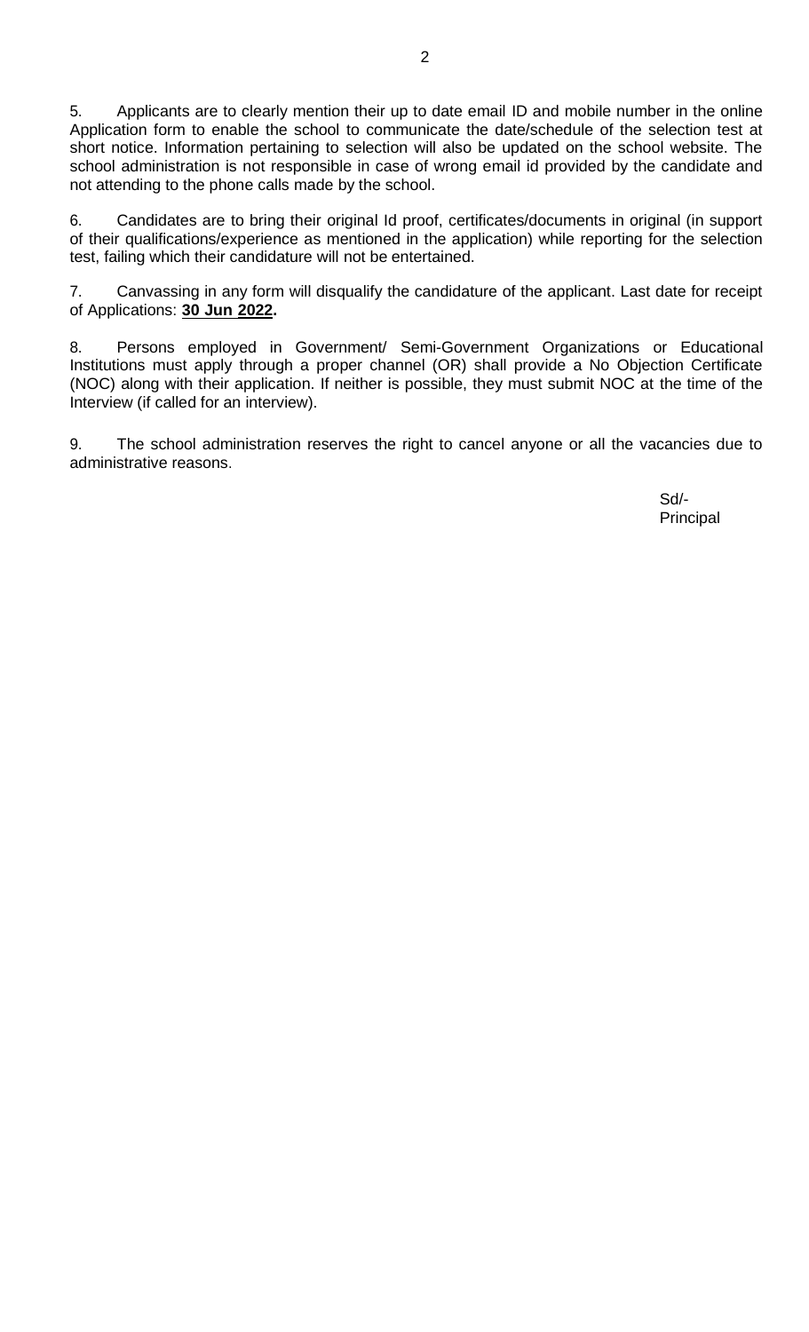5. Applicants are to clearly mention their up to date email ID and mobile number in the online Application form to enable the school to communicate the date/schedule of the selection test at short notice. Information pertaining to selection will also be updated on the school website. The school administration is not responsible in case of wrong email id provided by the candidate and not attending to the phone calls made by the school.

6. Candidates are to bring their original Id proof, certificates/documents in original (in support of their qualifications/experience as mentioned in the application) while reporting for the selection test, failing which their candidature will not be entertained.

7. Canvassing in any form will disqualify the candidature of the applicant. Last date for receipt of Applications: **30 Jun 2022.**

8. Persons employed in Government/ Semi-Government Organizations or Educational Institutions must apply through a proper channel (OR) shall provide a No Objection Certificate (NOC) along with their application. If neither is possible, they must submit NOC at the time of the Interview (if called for an interview).

9. The school administration reserves the right to cancel anyone or all the vacancies due to administrative reasons.

Sd/-
Principal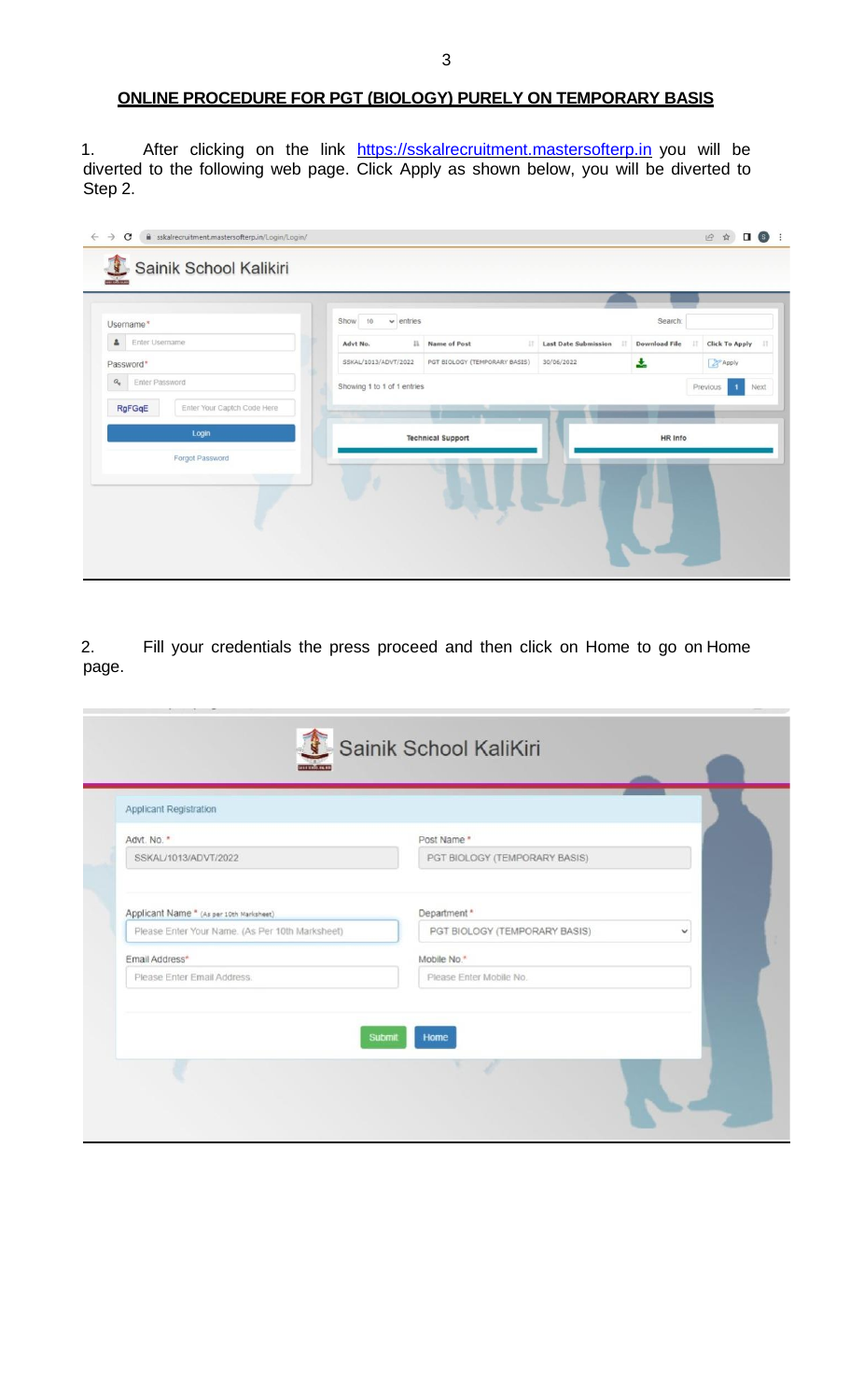## ONLINE PROCEDURE FOR PGT (BIOLOGY) PURELY ON TEMPORARY BASIS

1. After clicking on the link https://sskalrecruitment.mastersofterp.in you will be diverted to the following web page. Click Apply as shown below, you will be diverted to Step 2.

2. Fill your credentials the press proceed and then click on Home to go on Home page.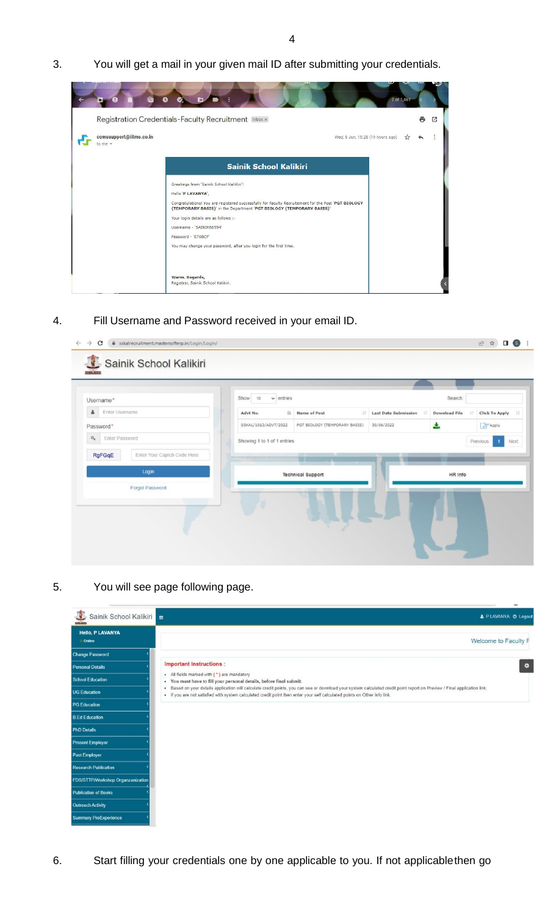3. You will get a mail in your given mail ID after submitting your credentials.

Registration Credentials-Faculty Recruitment

ccmssupport@iitms.co.in

Sainik School Kalikiri

Greetings from 'Sainik School Kalikiri'!

Hello 'P LAVANYA',

Congratulations! You are registered successfully for Faculty Recruitment for the Post 'PGT BIOLOGY (TEMPORARY BASIS)' in the Department 'PGT BIOLOGY (TEMPORARY BASIS)'

Your login details are as follows :-

Username - 'SAINIK66594'

Password - 'E76BCF'

You may change your password, after you login for the first time.

Warm. Regards,
Registrar, Sainik School Kalikiri.

4. Fill Username and Password received in your email ID.

Sainik School Kalikiri

Username*

Password*

Login

Forgot Password

| Advt No. | Name of Post | Last Date Submission | Download File | Click To Apply |
|---|---|---|---|---|
| SSKAL/1013/ADVT/2022 | PGT BIOLOGY (TEMPORARY BASIS) | 30/06/2022 | | Apply |

Technical Support

HR Info

5. You will see page following page.

Sainik School Kalikiri

Hello, P LAVANYA

Change Password
Personal Details
School Education
UG Education
PG Education
B.Ed Education
PhD Details
Present Employer
Past Employer
Research Publication
FDS/STTP/Workshop Organization
Publication of Books
Outreach Activity
Summary ProExperience

Welcome to Faculty F

**Important Instructions :**

- All fields marked with ( * ) are mandatory
- You must have to fill your personal details, before final submit.
- Based on your details application will calculate credit points, you can see or download your system calculated credit point report on Preview / Final application link.
- If you are not satisfied with system calculated credit point then enter your self calculated points on Other Info link.

6. Start filling your credentials one by one applicable to you. If not applicablethen go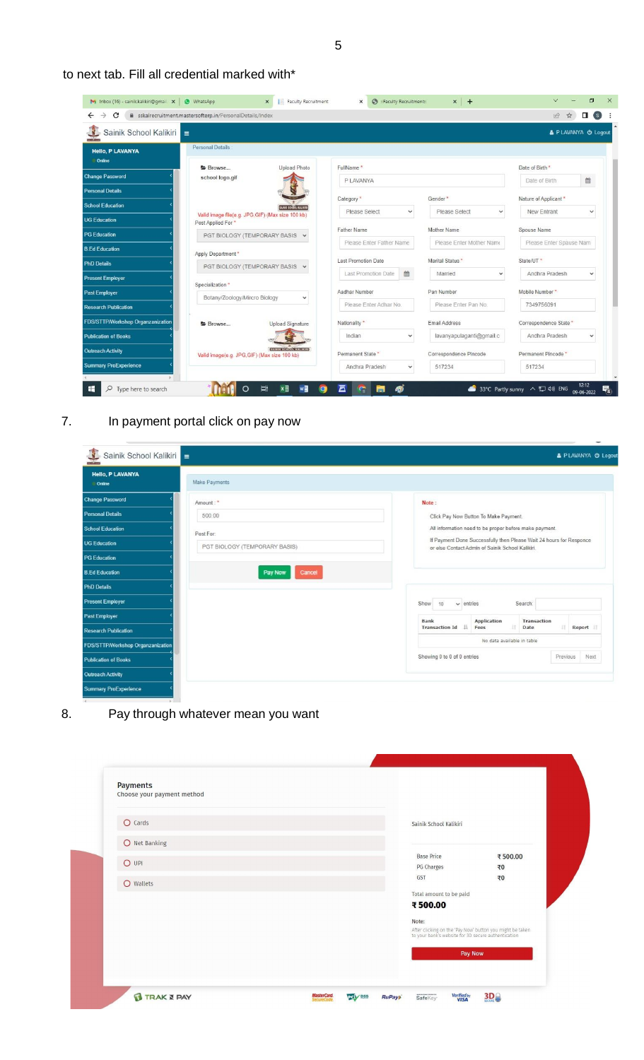to next tab. Fill all credential marked with*

7. In payment portal click on pay now

8. Pay through whatever mean you want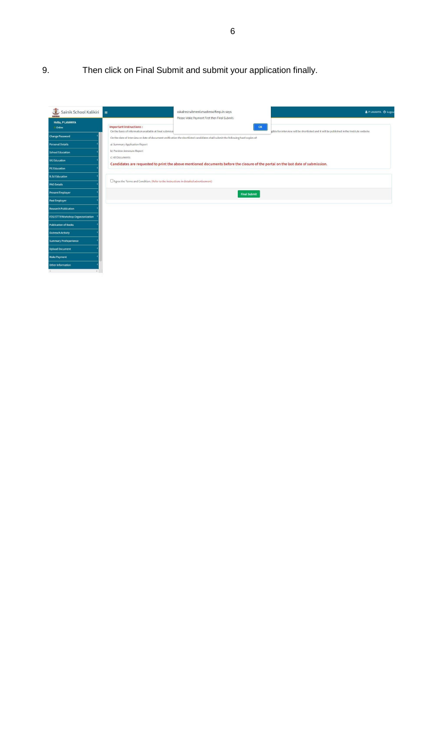9. Then click on Final Submit and submit your application finally.